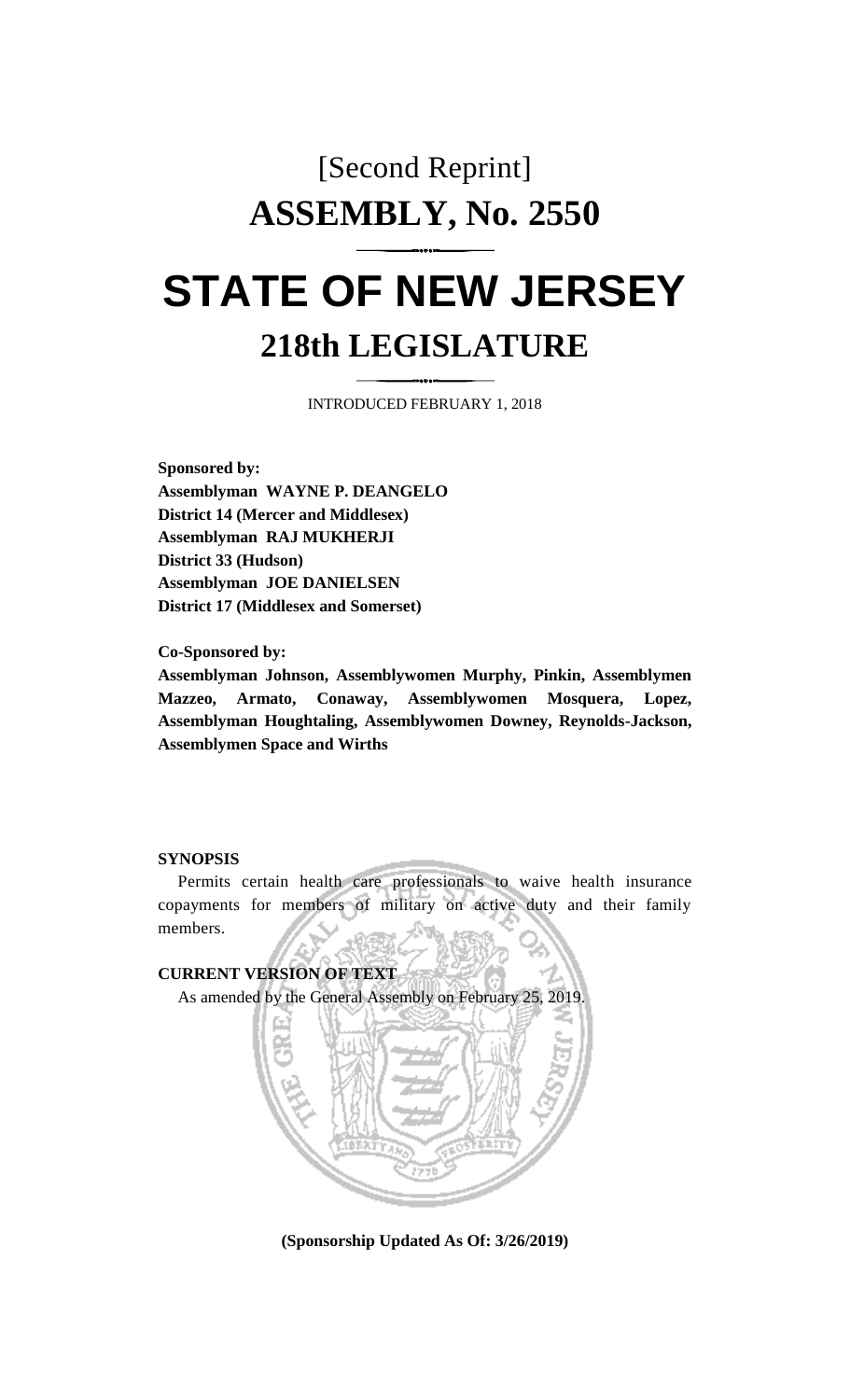# [Second Reprint]
# ASSEMBLY, No. 2550

# STATE OF NEW JERSEY
## 218th LEGISLATURE

INTRODUCED FEBRUARY 1, 2018

**Sponsored by:**
**Assemblyman WAYNE P. DEANGELO**
**District 14 (Mercer and Middlesex)**
**Assemblyman RAJ MUKHERJI**
**District 33 (Hudson)**
**Assemblyman JOE DANIELSEN**
**District 17 (Middlesex and Somerset)**

**Co-Sponsored by:**
**Assemblyman Johnson, Assemblywomen Murphy, Pinkin, Assemblymen Mazzeo, Armato, Conaway, Assemblywomen Mosquera, Lopez, Assemblyman Houghtaling, Assemblywomen Downey, Reynolds-Jackson, Assemblymen Space and Wirths**

**SYNOPSIS**

Permits certain health care professionals to waive health insurance copayments for members of military on active duty and their family members.

**CURRENT VERSION OF TEXT**

As amended by the General Assembly on February 25, 2019.

**(Sponsorship Updated As Of: 3/26/2019)**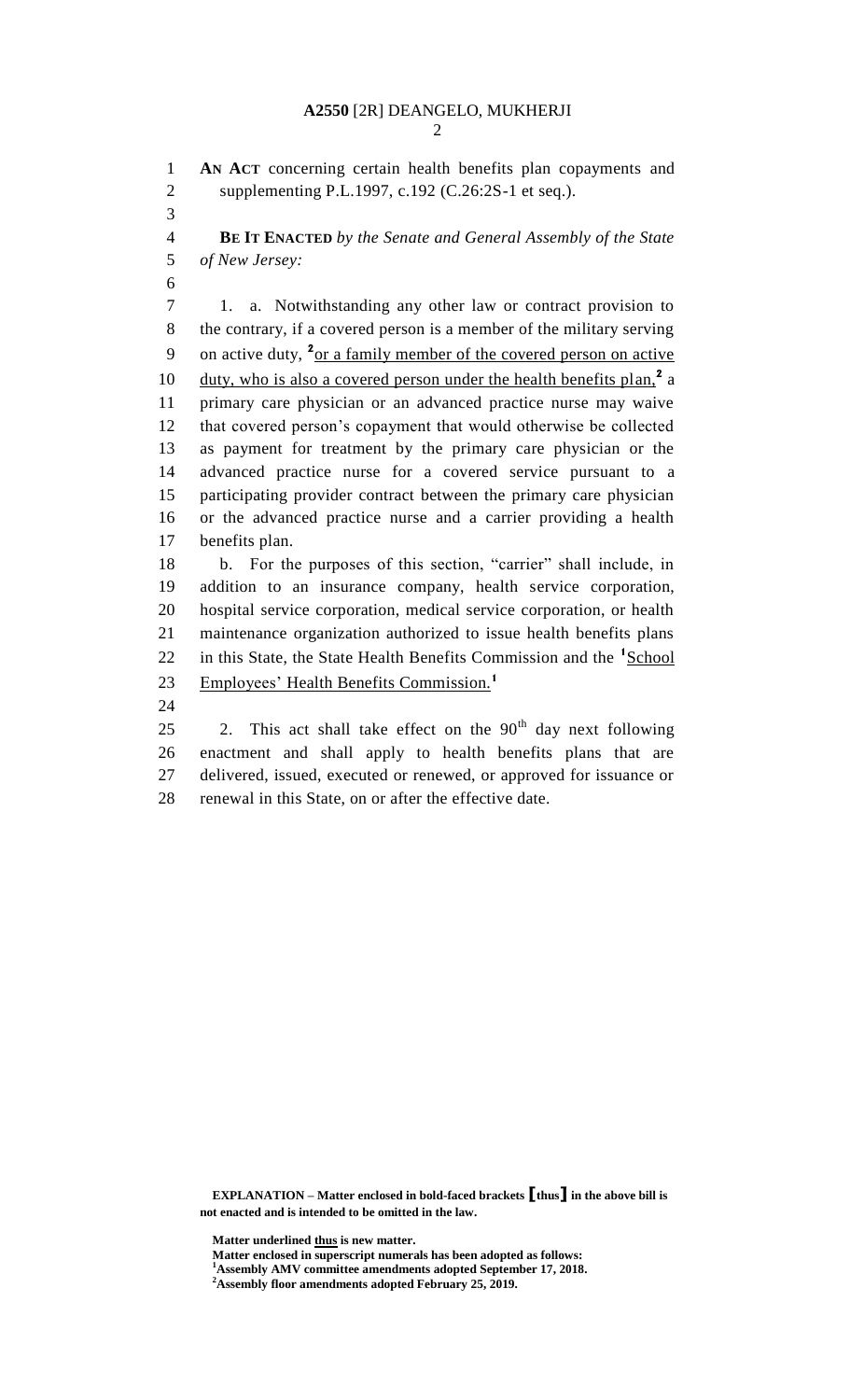AN ACT concerning certain health benefits plan copayments and supplementing P.L.1997, c.192 (C.26:2S-1 et seq.).

**BE IT ENACTED** *by the Senate and General Assembly of the State of New Jersey:*

1. a. Notwithstanding any other law or contract provision to the contrary, if a covered person is a member of the military serving on active duty, [2]<u>or a family member of the covered person on active duty, who is also a covered person under the health benefits plan,</u>[2] a primary care physician or an advanced practice nurse may waive that covered person's copayment that would otherwise be collected as payment for treatment by the primary care physician or the advanced practice nurse for a covered service pursuant to a participating provider contract between the primary care physician or the advanced practice nurse and a carrier providing a health benefits plan.

b. For the purposes of this section, "carrier" shall include, in addition to an insurance company, health service corporation, hospital service corporation, medical service corporation, or health maintenance organization authorized to issue health benefits plans in this State, the State Health Benefits Commission and the [1]<u>School Employees' Health Benefits Commission.</u>[1]

2. This act shall take effect on the 90th day next following enactment and shall apply to health benefits plans that are delivered, issued, executed or renewed, or approved for issuance or renewal in this State, on or after the effective date.

**EXPLANATION – Matter enclosed in bold-faced brackets [thus] in the above bill is not enacted and is intended to be omitted in the law.**

**Matter underlined <u>thus</u> is new matter.**
**Matter enclosed in superscript numerals has been adopted as follows:**
**[1]Assembly AMV committee amendments adopted September 17, 2018.**
**[2]Assembly floor amendments adopted February 25, 2019.**